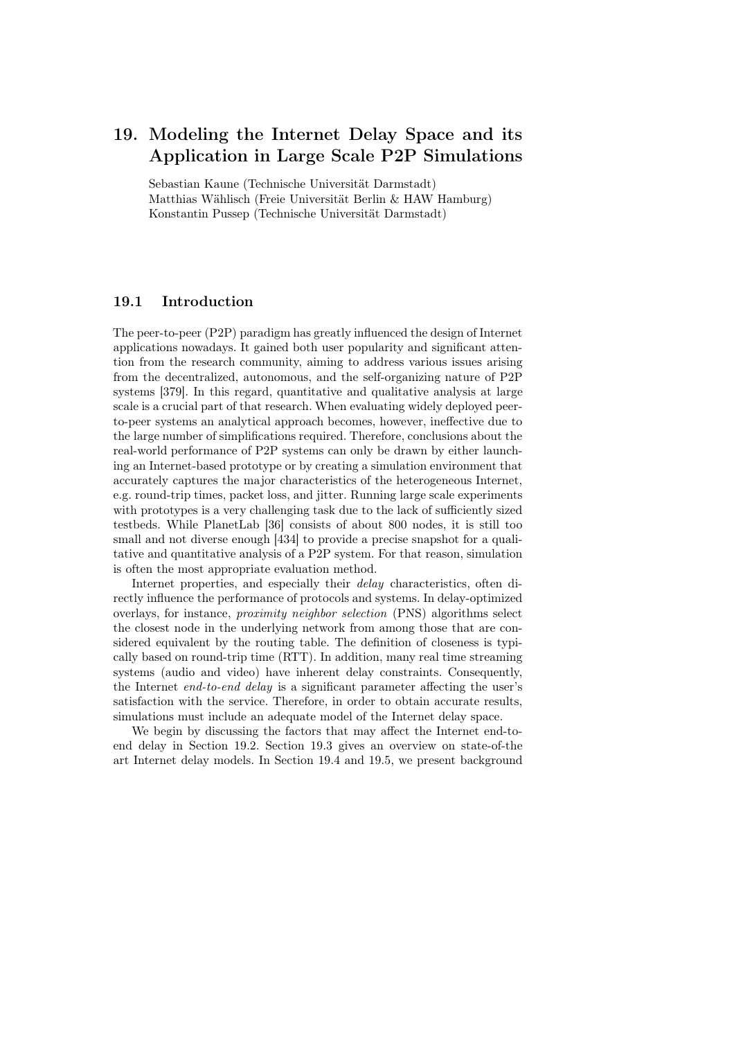# 19. Modeling the Internet Delay Space and its Application in Large Scale P2P Simulations

Sebastian Kaune (Technische Universität Darmstadt)
Matthias Wählisch (Freie Universität Berlin & HAW Hamburg)
Konstantin Pussep (Technische Universität Darmstadt)

## 19.1 Introduction

The peer-to-peer (P2P) paradigm has greatly influenced the design of Internet applications nowadays. It gained both user popularity and significant attention from the research community, aiming to address various issues arising from the decentralized, autonomous, and the self-organizing nature of P2P systems [379]. In this regard, quantitative and qualitative analysis at large scale is a crucial part of that research. When evaluating widely deployed peer-to-peer systems an analytical approach becomes, however, ineffective due to the large number of simplifications required. Therefore, conclusions about the real-world performance of P2P systems can only be drawn by either launching an Internet-based prototype or by creating a simulation environment that accurately captures the major characteristics of the heterogeneous Internet, e.g. round-trip times, packet loss, and jitter. Running large scale experiments with prototypes is a very challenging task due to the lack of sufficiently sized testbeds. While PlanetLab [36] consists of about 800 nodes, it is still too small and not diverse enough [434] to provide a precise snapshot for a qualitative and quantitative analysis of a P2P system. For that reason, simulation is often the most appropriate evaluation method.

Internet properties, and especially their *delay* characteristics, often directly influence the performance of protocols and systems. In delay-optimized overlays, for instance, *proximity neighbor selection* (PNS) algorithms select the closest node in the underlying network from among those that are considered equivalent by the routing table. The definition of closeness is typically based on round-trip time (RTT). In addition, many real time streaming systems (audio and video) have inherent delay constraints. Consequently, the Internet *end-to-end delay* is a significant parameter affecting the user's satisfaction with the service. Therefore, in order to obtain accurate results, simulations must include an adequate model of the Internet delay space.

We begin by discussing the factors that may affect the Internet end-to-end delay in Section 19.2. Section 19.3 gives an overview on state-of-the art Internet delay models. In Section 19.4 and 19.5, we present background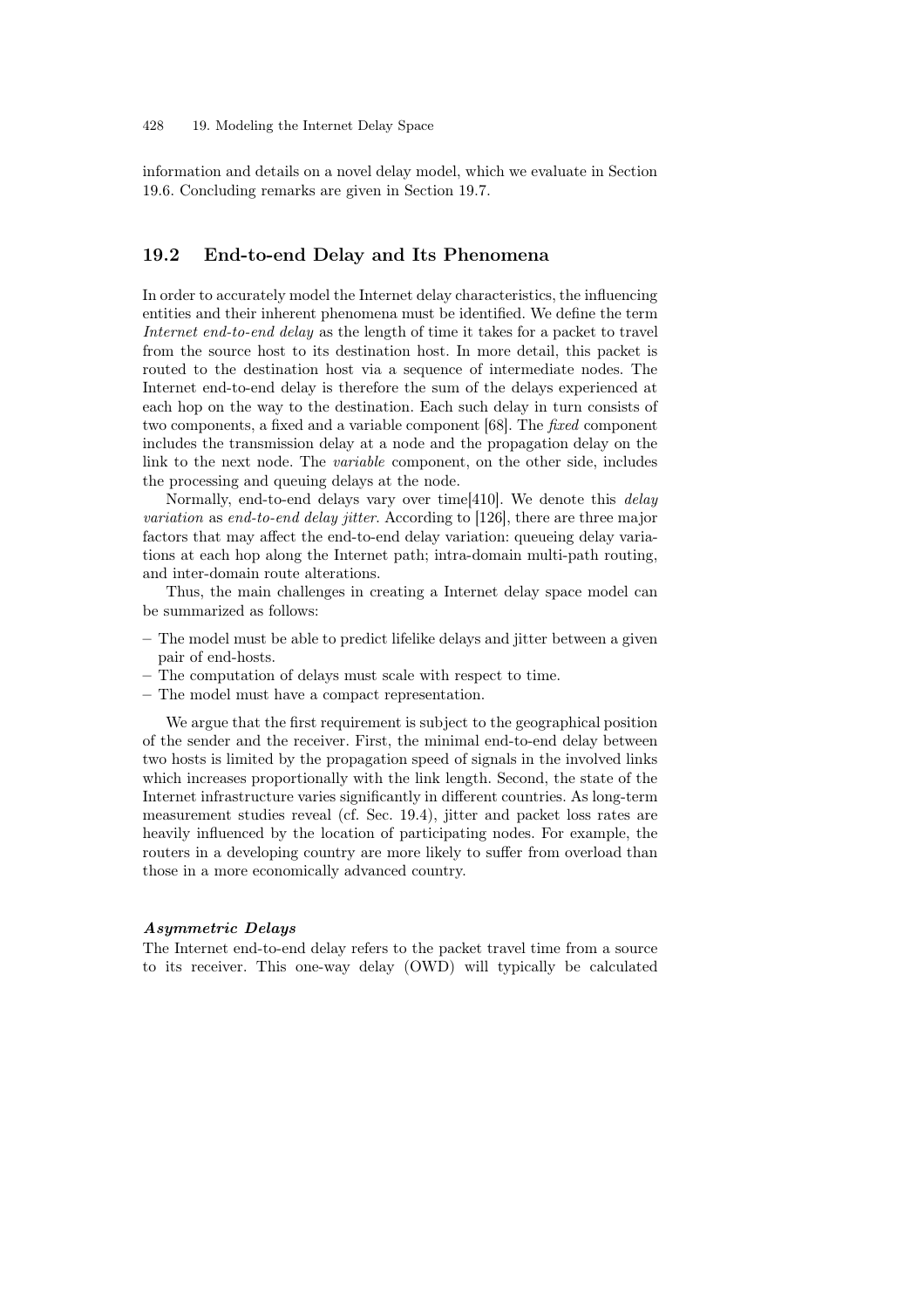information and details on a novel delay model, which we evaluate in Section 19.6. Concluding remarks are given in Section 19.7.

## 19.2 End-to-end Delay and Its Phenomena

In order to accurately model the Internet delay characteristics, the influencing entities and their inherent phenomena must be identified. We define the term *Internet end-to-end delay* as the length of time it takes for a packet to travel from the source host to its destination host. In more detail, this packet is routed to the destination host via a sequence of intermediate nodes. The Internet end-to-end delay is therefore the sum of the delays experienced at each hop on the way to the destination. Each such delay in turn consists of two components, a fixed and a variable component [68]. The *fixed* component includes the transmission delay at a node and the propagation delay on the link to the next node. The *variable* component, on the other side, includes the processing and queuing delays at the node.

Normally, end-to-end delays vary over time[410]. We denote this *delay variation* as *end-to-end delay jitter*. According to [126], there are three major factors that may affect the end-to-end delay variation: queueing delay variations at each hop along the Internet path; intra-domain multi-path routing, and inter-domain route alterations.

Thus, the main challenges in creating a Internet delay space model can be summarized as follows:

- The model must be able to predict lifelike delays and jitter between a given pair of end-hosts.
- The computation of delays must scale with respect to time.
- The model must have a compact representation.

We argue that the first requirement is subject to the geographical position of the sender and the receiver. First, the minimal end-to-end delay between two hosts is limited by the propagation speed of signals in the involved links which increases proportionally with the link length. Second, the state of the Internet infrastructure varies significantly in different countries. As long-term measurement studies reveal (cf. Sec. 19.4), jitter and packet loss rates are heavily influenced by the location of participating nodes. For example, the routers in a developing country are more likely to suffer from overload than those in a more economically advanced country.

#### *Asymmetric Delays*

The Internet end-to-end delay refers to the packet travel time from a source to its receiver. This one-way delay (OWD) will typically be calculated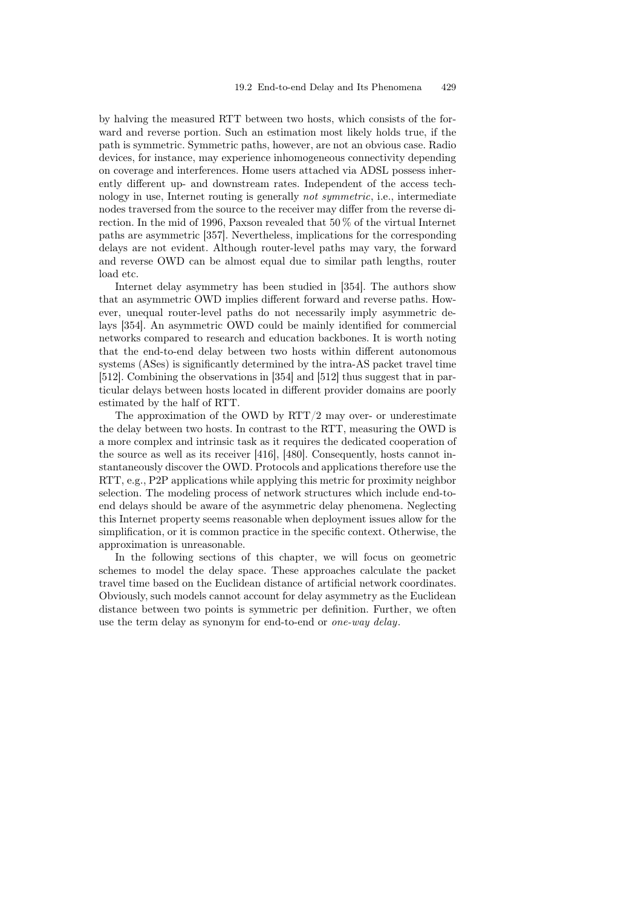by halving the measured RTT between two hosts, which consists of the forward and reverse portion. Such an estimation most likely holds true, if the path is symmetric. Symmetric paths, however, are not an obvious case. Radio devices, for instance, may experience inhomogeneous connectivity depending on coverage and interferences. Home users attached via ADSL possess inherently different up- and downstream rates. Independent of the access technology in use, Internet routing is generally *not symmetric*, i.e., intermediate nodes traversed from the source to the receiver may differ from the reverse direction. In the mid of 1996, Paxson revealed that 50 % of the virtual Internet paths are asymmetric [357]. Nevertheless, implications for the corresponding delays are not evident. Although router-level paths may vary, the forward and reverse OWD can be almost equal due to similar path lengths, router load etc.

Internet delay asymmetry has been studied in [354]. The authors show that an asymmetric OWD implies different forward and reverse paths. However, unequal router-level paths do not necessarily imply asymmetric delays [354]. An asymmetric OWD could be mainly identified for commercial networks compared to research and education backbones. It is worth noting that the end-to-end delay between two hosts within different autonomous systems (ASes) is significantly determined by the intra-AS packet travel time [512]. Combining the observations in [354] and [512] thus suggest that in particular delays between hosts located in different provider domains are poorly estimated by the half of RTT.

The approximation of the OWD by RTT/2 may over- or underestimate the delay between two hosts. In contrast to the RTT, measuring the OWD is a more complex and intrinsic task as it requires the dedicated cooperation of the source as well as its receiver [416], [480]. Consequently, hosts cannot instantaneously discover the OWD. Protocols and applications therefore use the RTT, e.g., P2P applications while applying this metric for proximity neighbor selection. The modeling process of network structures which include end-to-end delays should be aware of the asymmetric delay phenomena. Neglecting this Internet property seems reasonable when deployment issues allow for the simplification, or it is common practice in the specific context. Otherwise, the approximation is unreasonable.

In the following sections of this chapter, we will focus on geometric schemes to model the delay space. These approaches calculate the packet travel time based on the Euclidean distance of artificial network coordinates. Obviously, such models cannot account for delay asymmetry as the Euclidean distance between two points is symmetric per definition. Further, we often use the term delay as synonym for end-to-end or *one-way delay*.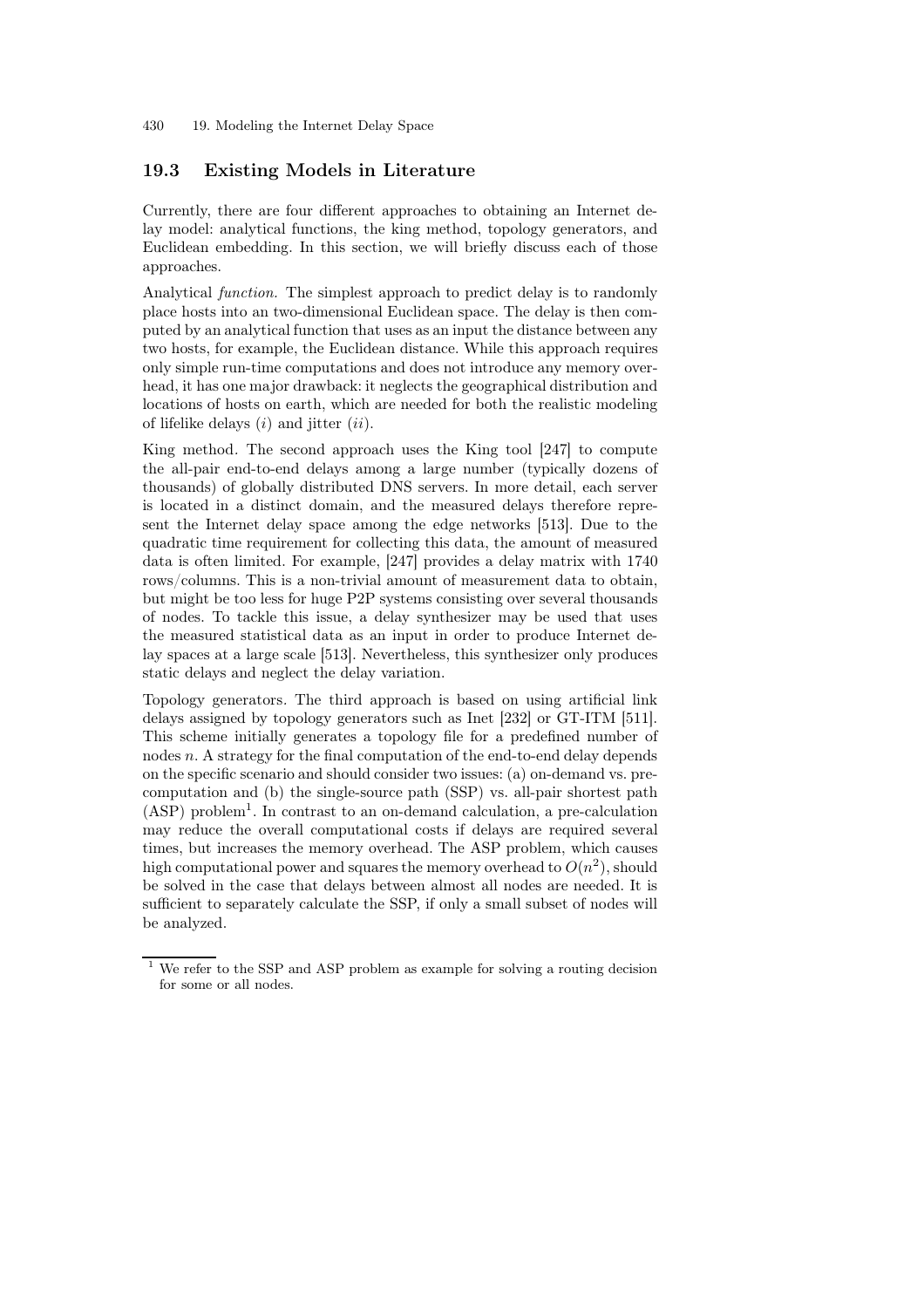## 19.3 Existing Models in Literature

Currently, there are four different approaches to obtaining an Internet delay model: analytical functions, the king method, topology generators, and Euclidean embedding. In this section, we will briefly discuss each of those approaches.

Analytical *function.* The simplest approach to predict delay is to randomly place hosts into an two-dimensional Euclidean space. The delay is then computed by an analytical function that uses as an input the distance between any two hosts, for example, the Euclidean distance. While this approach requires only simple run-time computations and does not introduce any memory overhead, it has one major drawback: it neglects the geographical distribution and locations of hosts on earth, which are needed for both the realistic modeling of lifelike delays (*i*) and jitter (*ii*).

King method. The second approach uses the King tool [247] to compute the all-pair end-to-end delays among a large number (typically dozens of thousands) of globally distributed DNS servers. In more detail, each server is located in a distinct domain, and the measured delays therefore represent the Internet delay space among the edge networks [513]. Due to the quadratic time requirement for collecting this data, the amount of measured data is often limited. For example, [247] provides a delay matrix with 1740 rows/columns. This is a non-trivial amount of measurement data to obtain, but might be too less for huge P2P systems consisting over several thousands of nodes. To tackle this issue, a delay synthesizer may be used that uses the measured statistical data as an input in order to produce Internet delay spaces at a large scale [513]. Nevertheless, this synthesizer only produces static delays and neglect the delay variation.

Topology generators. The third approach is based on using artificial link delays assigned by topology generators such as Inet [232] or GT-ITM [511]. This scheme initially generates a topology file for a predefined number of nodes $n$. A strategy for the final computation of the end-to-end delay depends on the specific scenario and should consider two issues: (a) on-demand vs. pre-computation and (b) the single-source path (SSP) vs. all-pair shortest path (ASP) problem[1]. In contrast to an on-demand calculation, a pre-calculation may reduce the overall computational costs if delays are required several times, but increases the memory overhead. The ASP problem, which causes high computational power and squares the memory overhead to $O(n^2)$, should be solved in the case that delays between almost all nodes are needed. It is sufficient to separately calculate the SSP, if only a small subset of nodes will be analyzed.

---

[1] We refer to the SSP and ASP problem as example for solving a routing decision for some or all nodes.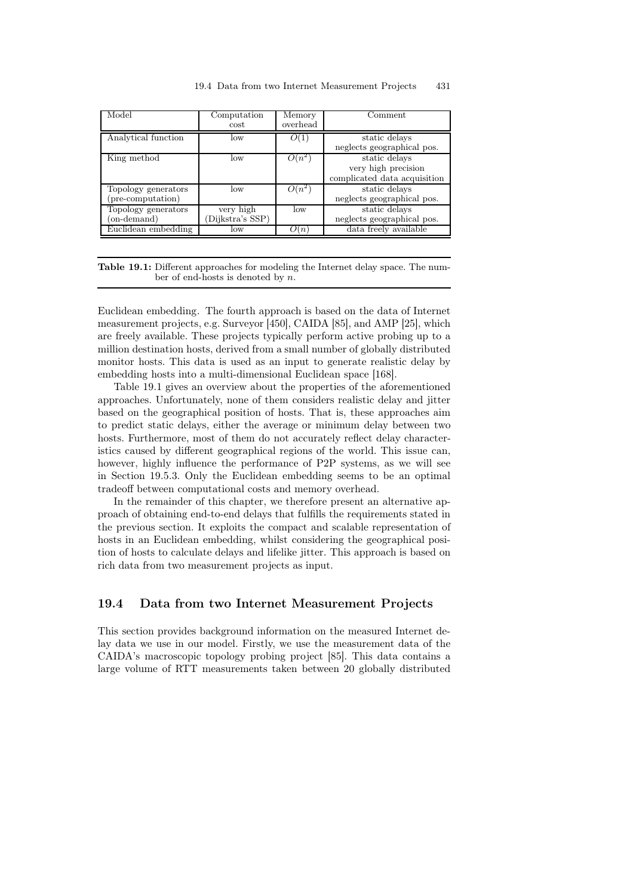| Model | Computation cost | Memory overhead | Comment |
|---|---|---|---|
| Analytical function | low | $O(1)$ | static delays<br>neglects geographical pos. |
| King method | low | $O(n^2)$ | static delays<br>very high precision<br>complicated data acquisition |
| Topology generators (pre-computation) | low | $O(n^2)$ | static delays<br>neglects geographical pos. |
| Topology generators (on-demand) | very high (Dijkstra's SSP) | low | static delays<br>neglects geographical pos. |
| Euclidean embedding | low | $O(n)$ | data freely available |

**Table 19.1:** Different approaches for modeling the Internet delay space. The number of end-hosts is denoted by $n$.

Euclidean embedding. The fourth approach is based on the data of Internet measurement projects, e.g. Surveyor [450], CAIDA [85], and AMP [25], which are freely available. These projects typically perform active probing up to a million destination hosts, derived from a small number of globally distributed monitor hosts. This data is used as an input to generate realistic delay by embedding hosts into a multi-dimensional Euclidean space [168].

Table 19.1 gives an overview about the properties of the aforementioned approaches. Unfortunately, none of them considers realistic delay and jitter based on the geographical position of hosts. That is, these approaches aim to predict static delays, either the average or minimum delay between two hosts. Furthermore, most of them do not accurately reflect delay characteristics caused by different geographical regions of the world. This issue can, however, highly influence the performance of P2P systems, as we will see in Section 19.5.3. Only the Euclidean embedding seems to be an optimal tradeoff between computational costs and memory overhead.

In the remainder of this chapter, we therefore present an alternative approach of obtaining end-to-end delays that fulfills the requirements stated in the previous section. It exploits the compact and scalable representation of hosts in an Euclidean embedding, whilst considering the geographical position of hosts to calculate delays and lifelike jitter. This approach is based on rich data from two measurement projects as input.

## 19.4 Data from two Internet Measurement Projects

This section provides background information on the measured Internet delay data we use in our model. Firstly, we use the measurement data of the CAIDA's macroscopic topology probing project [85]. This data contains a large volume of RTT measurements taken between 20 globally distributed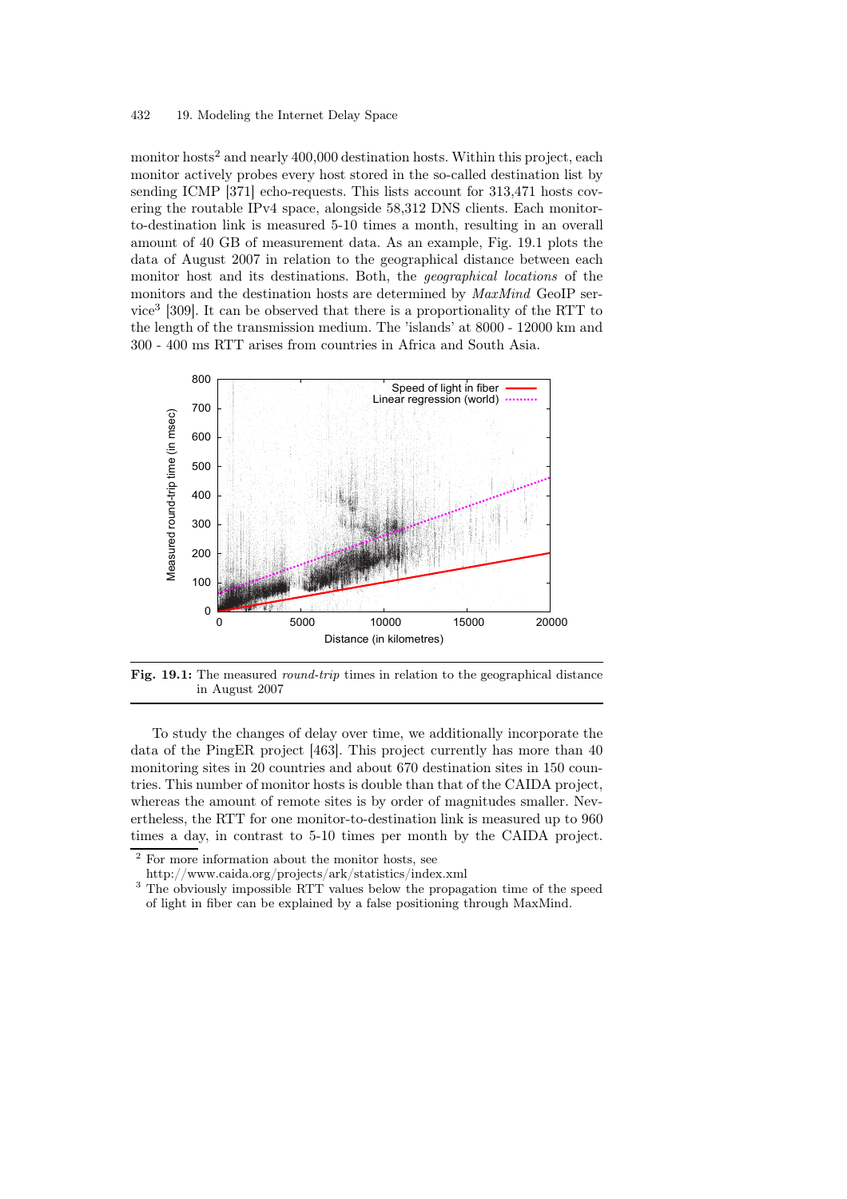monitor hosts[2] and nearly 400,000 destination hosts. Within this project, each monitor actively probes every host stored in the so-called destination list by sending ICMP [371] echo-requests. This lists account for 313,471 hosts covering the routable IPv4 space, alongside 58,312 DNS clients. Each monitor-to-destination link is measured 5-10 times a month, resulting in an overall amount of 40 GB of measurement data. As an example, Fig. 19.1 plots the data of August 2007 in relation to the geographical distance between each monitor host and its destinations. Both, the *geographical locations* of the monitors and the destination hosts are determined by *MaxMind* GeoIP service[3] [309]. It can be observed that there is a proportionality of the RTT to the length of the transmission medium. The 'islands' at 8000 - 12000 km and 300 - 400 ms RTT arises from countries in Africa and South Asia.

**Fig. 19.1:** The measured *round-trip* times in relation to the geographical distance in August 2007

To study the changes of delay over time, we additionally incorporate the data of the PingER project [463]. This project currently has more than 40 monitoring sites in 20 countries and about 670 destination sites in 150 countries. This number of monitor hosts is double than that of the CAIDA project, whereas the amount of remote sites is by order of magnitudes smaller. Nevertheless, the RTT for one monitor-to-destination link is measured up to 960 times a day, in contrast to 5-10 times per month by the CAIDA project.

[2] For more information about the monitor hosts, see http://www.caida.org/projects/ark/statistics/index.xml

[3] The obviously impossible RTT values below the propagation time of the speed of light in fiber can be explained by a false positioning through MaxMind.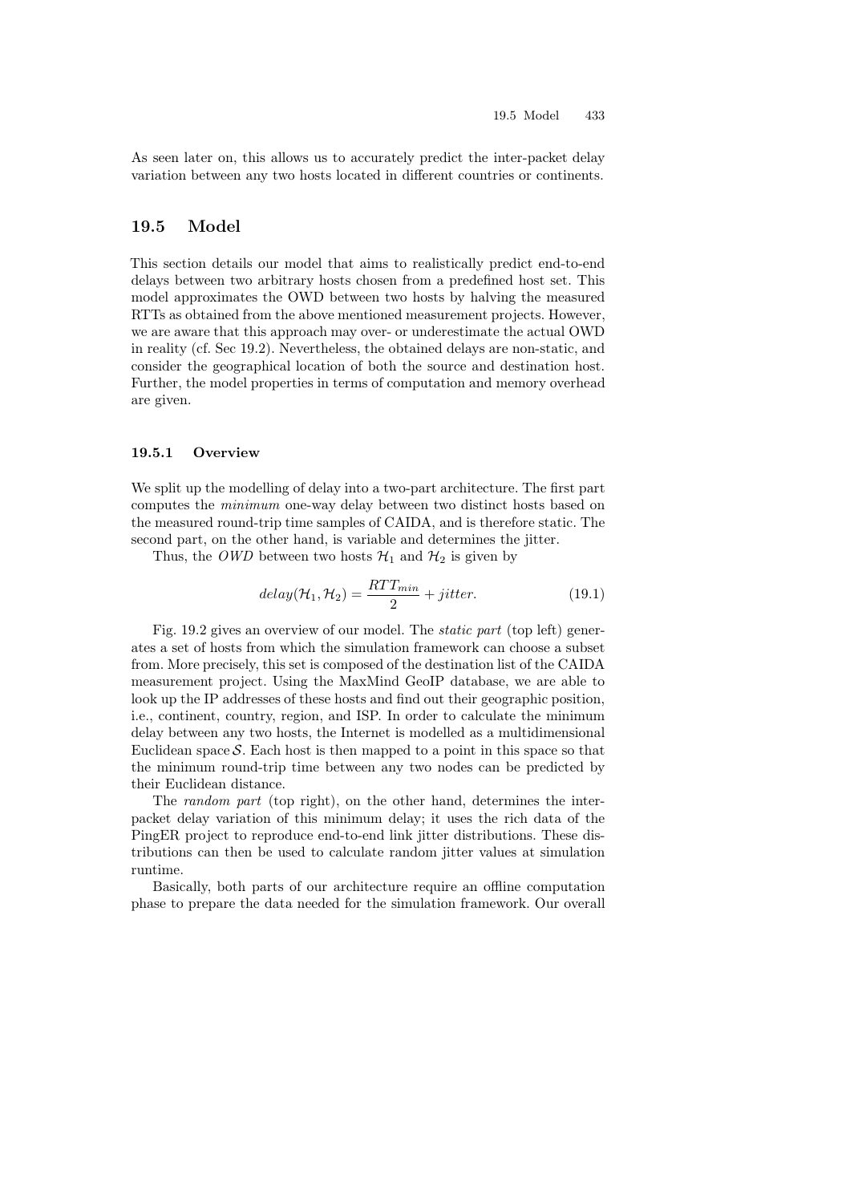As seen later on, this allows us to accurately predict the inter-packet delay variation between any two hosts located in different countries or continents.

## 19.5 Model

This section details our model that aims to realistically predict end-to-end delays between two arbitrary hosts chosen from a predefined host set. This model approximates the OWD between two hosts by halving the measured RTTs as obtained from the above mentioned measurement projects. However, we are aware that this approach may over- or underestimate the actual OWD in reality (cf. Sec 19.2). Nevertheless, the obtained delays are non-static, and consider the geographical location of both the source and destination host. Further, the model properties in terms of computation and memory overhead are given.

### 19.5.1 Overview

We split up the modelling of delay into a two-part architecture. The first part computes the *minimum* one-way delay between two distinct hosts based on the measured round-trip time samples of CAIDA, and is therefore static. The second part, on the other hand, is variable and determines the jitter.

Thus, the *OWD* between two hosts $\mathcal{H}_1$ and $\mathcal{H}_2$ is given by

$$delay(\mathcal{H}_1, \mathcal{H}_2) = \frac{RTT_{min}}{2} + jitter. \tag{19.1}$$

Fig. 19.2 gives an overview of our model. The *static part* (top left) generates a set of hosts from which the simulation framework can choose a subset from. More precisely, this set is composed of the destination list of the CAIDA measurement project. Using the MaxMind GeoIP database, we are able to look up the IP addresses of these hosts and find out their geographic position, i.e., continent, country, region, and ISP. In order to calculate the minimum delay between any two hosts, the Internet is modelled as a multidimensional Euclidean space $\mathcal{S}$. Each host is then mapped to a point in this space so that the minimum round-trip time between any two nodes can be predicted by their Euclidean distance.

The *random part* (top right), on the other hand, determines the inter-packet delay variation of this minimum delay; it uses the rich data of the PingER project to reproduce end-to-end link jitter distributions. These distributions can then be used to calculate random jitter values at simulation runtime.

Basically, both parts of our architecture require an offline computation phase to prepare the data needed for the simulation framework. Our overall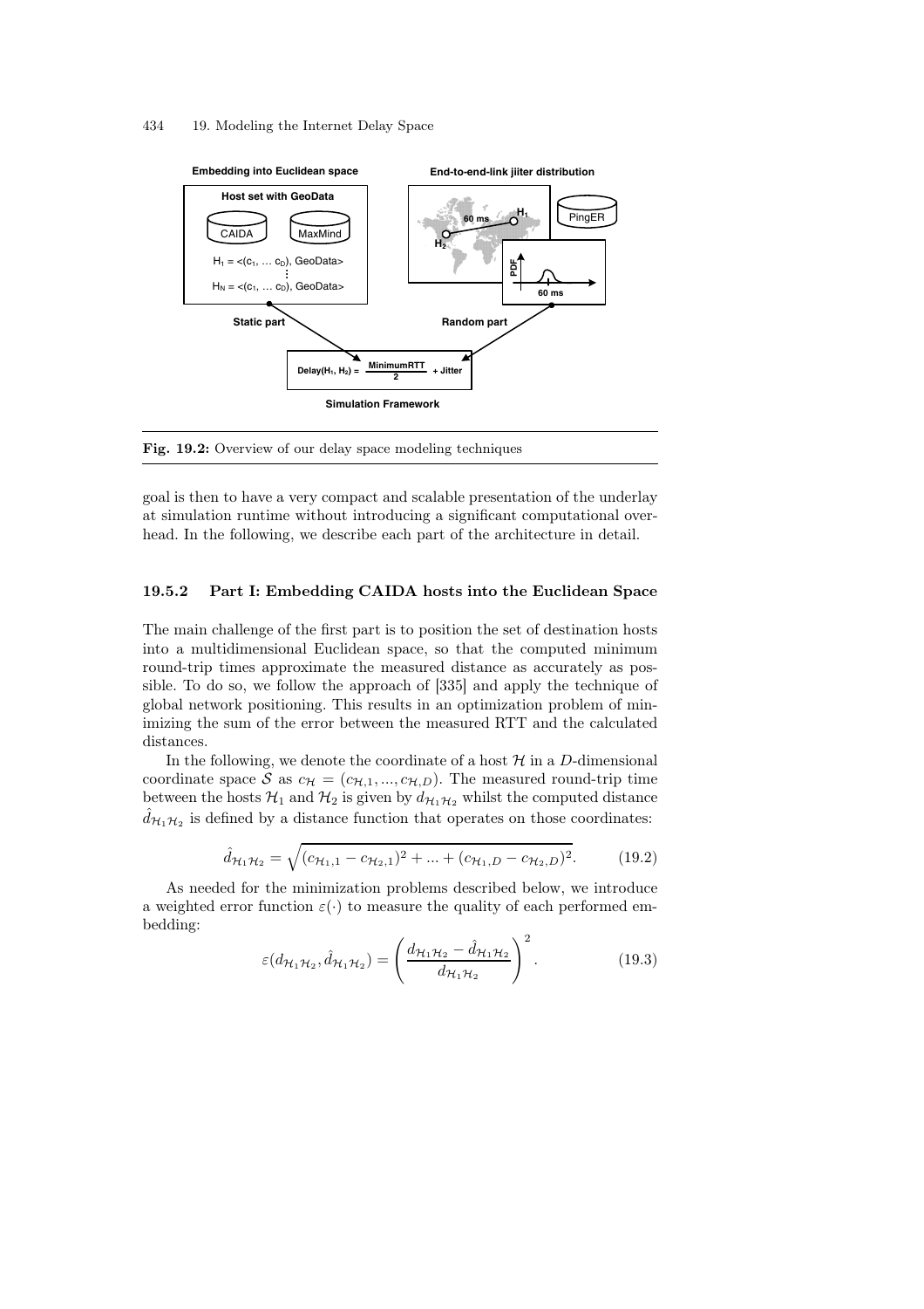Fig. 19.2: Overview of our delay space modeling techniques

goal is then to have a very compact and scalable presentation of the underlay at simulation runtime without introducing a significant computational overhead. In the following, we describe each part of the architecture in detail.

### 19.5.2 Part I: Embedding CAIDA hosts into the Euclidean Space

The main challenge of the first part is to position the set of destination hosts into a multidimensional Euclidean space, so that the computed minimum round-trip times approximate the measured distance as accurately as possible. To do so, we follow the approach of [335] and apply the technique of global network positioning. This results in an optimization problem of minimizing the sum of the error between the measured RTT and the calculated distances.

In the following, we denote the coordinate of a host $\mathcal{H}$ in a $D$-dimensional coordinate space $\mathcal{S}$ as $c_{\mathcal{H}} = (c_{\mathcal{H},1}, ..., c_{\mathcal{H},D})$. The measured round-trip time between the hosts $\mathcal{H}_1$ and $\mathcal{H}_2$ is given by $d_{\mathcal{H}_1\mathcal{H}_2}$ whilst the computed distance $\hat{d}_{\mathcal{H}_1\mathcal{H}_2}$ is defined by a distance function that operates on those coordinates:

$$\hat{d}_{\mathcal{H}_1\mathcal{H}_2} = \sqrt{(c_{\mathcal{H}_1,1} - c_{\mathcal{H}_2,1})^2 + ... + (c_{\mathcal{H}_1,D} - c_{\mathcal{H}_2,D})^2}. \tag{19.2}$$

As needed for the minimization problems described below, we introduce a weighted error function $\varepsilon(\cdot)$ to measure the quality of each performed embedding:

$$\varepsilon(d_{\mathcal{H}_1\mathcal{H}_2}, \hat{d}_{\mathcal{H}_1\mathcal{H}_2}) = \left( \frac{d_{\mathcal{H}_1\mathcal{H}_2} - \hat{d}_{\mathcal{H}_1\mathcal{H}_2}}{d_{\mathcal{H}_1\mathcal{H}_2}} \right)^2. \tag{19.3}$$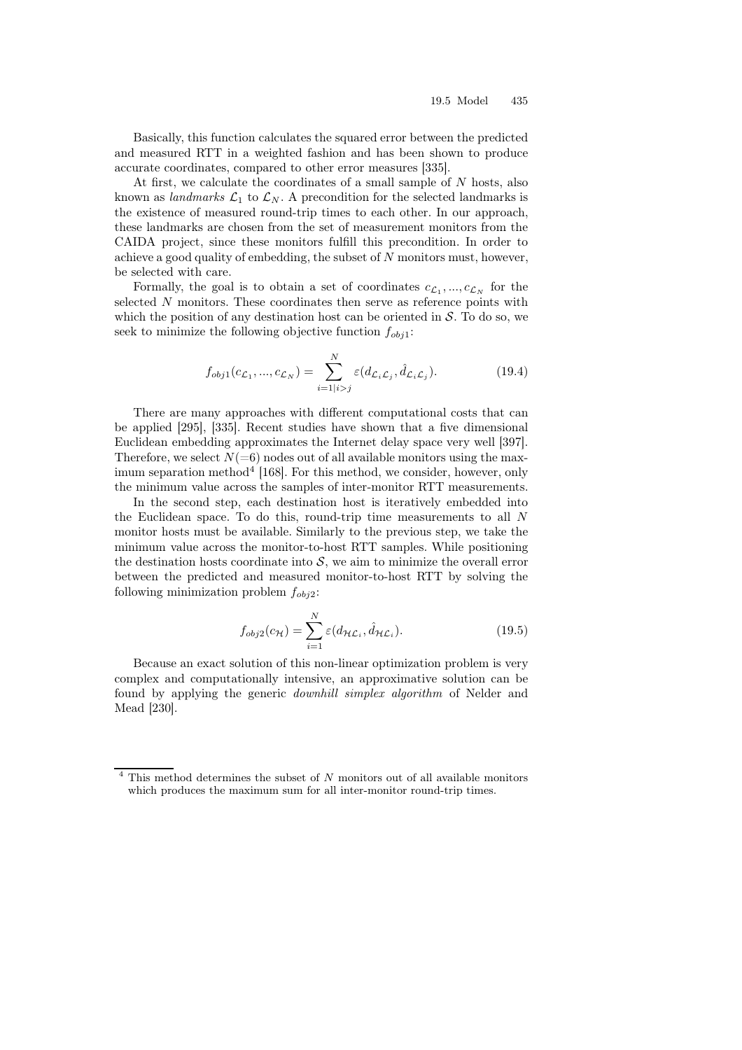Basically, this function calculates the squared error between the predicted and measured RTT in a weighted fashion and has been shown to produce accurate coordinates, compared to other error measures [335].

At first, we calculate the coordinates of a small sample of $N$ hosts, also known as *landmarks* $\mathcal{L}_1$ to $\mathcal{L}_N$. A precondition for the selected landmarks is the existence of measured round-trip times to each other. In our approach, these landmarks are chosen from the set of measurement monitors from the CAIDA project, since these monitors fulfill this precondition. In order to achieve a good quality of embedding, the subset of $N$ monitors must, however, be selected with care.

Formally, the goal is to obtain a set of coordinates $c_{\mathcal{L}_1}, ..., c_{\mathcal{L}_N}$ for the selected $N$ monitors. These coordinates then serve as reference points with which the position of any destination host can be oriented in $\mathcal{S}$. To do so, we seek to minimize the following objective function $f_{obj1}$:

$$f_{obj1}(c_{\mathcal{L}_1}, ..., c_{\mathcal{L}_N}) = \sum_{i=1|i>j}^{N} \varepsilon(d_{\mathcal{L}_i\mathcal{L}_j}, \hat{d}_{\mathcal{L}_i\mathcal{L}_j}). \tag{19.4}$$

There are many approaches with different computational costs that can be applied [295], [335]. Recent studies have shown that a five dimensional Euclidean embedding approximates the Internet delay space very well [397]. Therefore, we select $N(=6)$ nodes out of all available monitors using the maximum separation method[4] [168]. For this method, we consider, however, only the minimum value across the samples of inter-monitor RTT measurements.

In the second step, each destination host is iteratively embedded into the Euclidean space. To do this, round-trip time measurements to all $N$ monitor hosts must be available. Similarly to the previous step, we take the minimum value across the monitor-to-host RTT samples. While positioning the destination hosts coordinate into $\mathcal{S}$, we aim to minimize the overall error between the predicted and measured monitor-to-host RTT by solving the following minimization problem $f_{obj2}$:

$$f_{obj2}(c_{\mathcal{H}}) = \sum_{i=1}^{N} \varepsilon(d_{\mathcal{H}\mathcal{L}_i}, \hat{d}_{\mathcal{H}\mathcal{L}_i}). \tag{19.5}$$

Because an exact solution of this non-linear optimization problem is very complex and computationally intensive, an approximative solution can be found by applying the generic *downhill simplex algorithm* of Nelder and Mead [230].

---

[4] This method determines the subset of $N$ monitors out of all available monitors which produces the maximum sum for all inter-monitor round-trip times.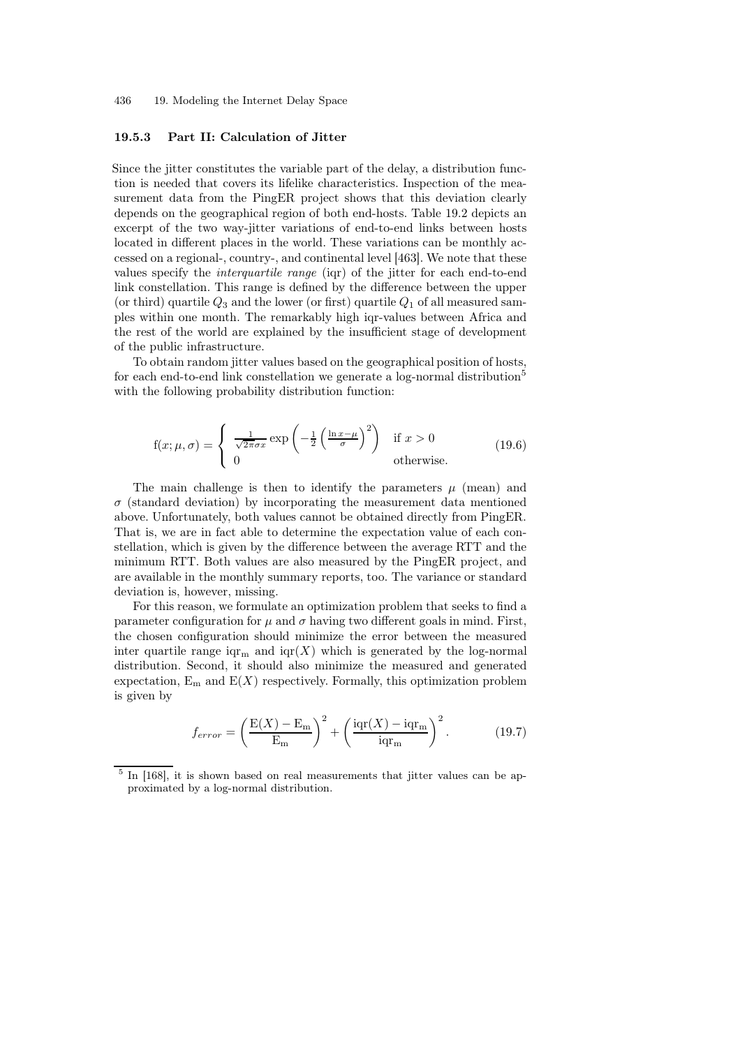### 19.5.3 Part II: Calculation of Jitter

Since the jitter constitutes the variable part of the delay, a distribution function is needed that covers its lifelike characteristics. Inspection of the measurement data from the PingER project shows that this deviation clearly depends on the geographical region of both end-hosts. Table 19.2 depicts an excerpt of the two way-jitter variations of end-to-end links between hosts located in different places in the world. These variations can be monthly accessed on a regional-, country-, and continental level [463]. We note that these values specify the *interquartile range* (iqr) of the jitter for each end-to-end link constellation. This range is defined by the difference between the upper (or third) quartile $Q_3$ and the lower (or first) quartile $Q_1$ of all measured samples within one month. The remarkably high iqr-values between Africa and the rest of the world are explained by the insufficient stage of development of the public infrastructure.

To obtain random jitter values based on the geographical position of hosts, for each end-to-end link constellation we generate a log-normal distribution[5] with the following probability distribution function:

$$\mathrm{f}(x;\mu,\sigma) = \begin{cases} \frac{1}{\sqrt{2\pi}\sigma x} \exp\left(-\frac{1}{2}\left(\frac{\ln x - \mu}{\sigma}\right)^2\right) & \text{if } x > 0 \\ 0 & \text{otherwise.} \end{cases} \tag{19.6}$$

The main challenge is then to identify the parameters $\mu$ (mean) and $\sigma$ (standard deviation) by incorporating the measurement data mentioned above. Unfortunately, both values cannot be obtained directly from PingER. That is, we are in fact able to determine the expectation value of each constellation, which is given by the difference between the average RTT and the minimum RTT. Both values are also measured by the PingER project, and are available in the monthly summary reports, too. The variance or standard deviation is, however, missing.

For this reason, we formulate an optimization problem that seeks to find a parameter configuration for $\mu$ and $\sigma$ having two different goals in mind. First, the chosen configuration should minimize the error between the measured inter quartile range $\mathrm{iqr_m}$ and $\mathrm{iqr}(X)$ which is generated by the log-normal distribution. Second, it should also minimize the measured and generated expectation, $\mathrm{E_m}$ and $\mathrm{E}(X)$ respectively. Formally, this optimization problem is given by

$$f_{error} = \left(\frac{\mathrm{E}(X) - \mathrm{E_m}}{\mathrm{E_m}}\right)^2 + \left(\frac{\mathrm{iqr}(X) - \mathrm{iqr_m}}{\mathrm{iqr_m}}\right)^2. \tag{19.7}$$

[5] In [168], it is shown based on real measurements that jitter values can be approximated by a log-normal distribution.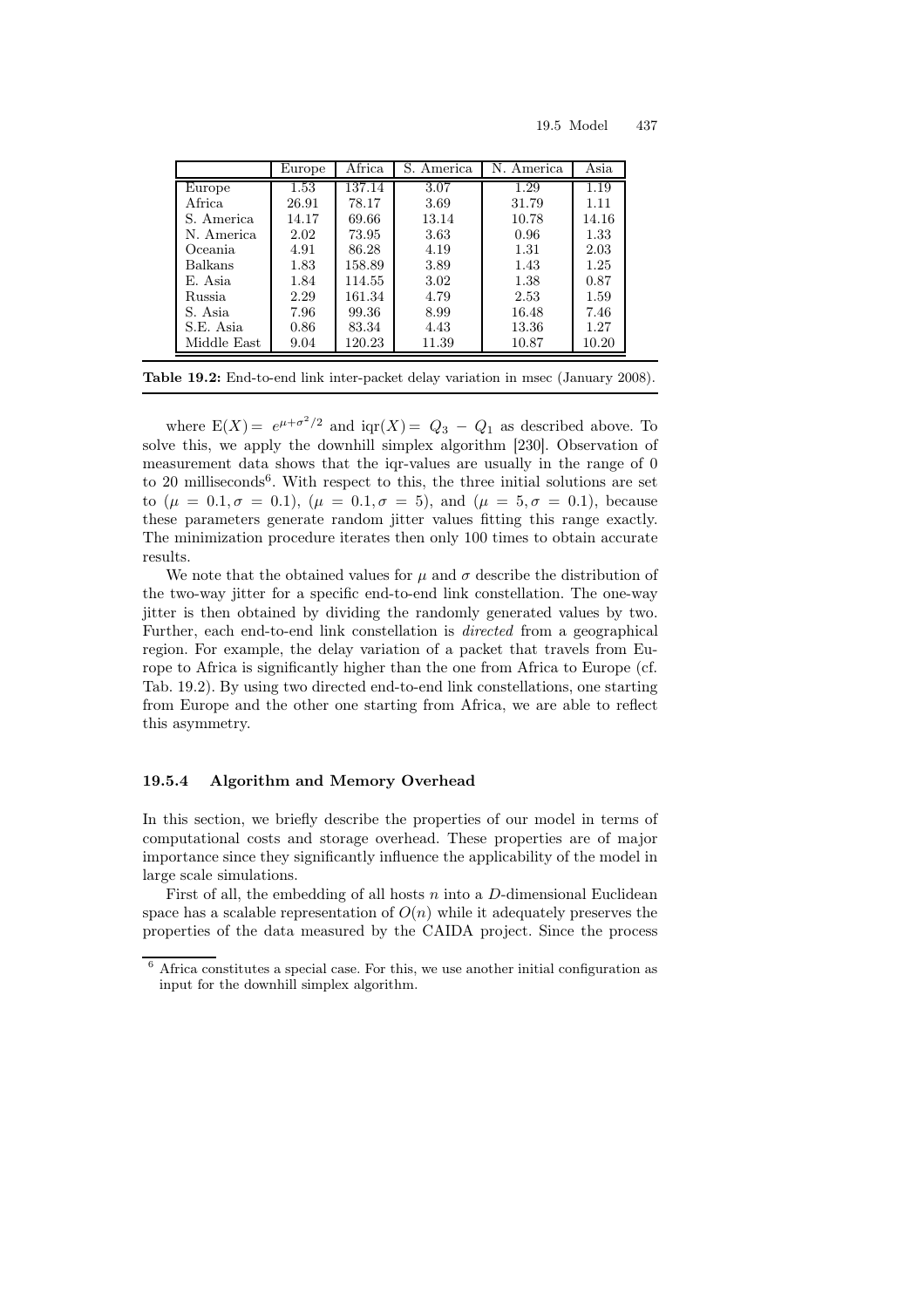|  | Europe | Africa | S. America | N. America | Asia |
|---|---|---|---|---|---|
| Europe | 1.53 | 137.14 | 3.07 | 1.29 | 1.19 |
| Africa | 26.91 | 78.17 | 3.69 | 31.79 | 1.11 |
| S. America | 14.17 | 69.66 | 13.14 | 10.78 | 14.16 |
| N. America | 2.02 | 73.95 | 3.63 | 0.96 | 1.33 |
| Oceania | 4.91 | 86.28 | 4.19 | 1.31 | 2.03 |
| Balkans | 1.83 | 158.89 | 3.89 | 1.43 | 1.25 |
| E. Asia | 1.84 | 114.55 | 3.02 | 1.38 | 0.87 |
| Russia | 2.29 | 161.34 | 4.79 | 2.53 | 1.59 |
| S. Asia | 7.96 | 99.36 | 8.99 | 16.48 | 7.46 |
| S.E. Asia | 0.86 | 83.34 | 4.43 | 13.36 | 1.27 |
| Middle East | 9.04 | 120.23 | 11.39 | 10.87 | 10.20 |

**Table 19.2:** End-to-end link inter-packet delay variation in msec (January 2008).

where $\mathrm{E}(X) = e^{\mu+\sigma^2/2}$ and $\mathrm{iqr}(X) = Q_3 - Q_1$ as described above. To solve this, we apply the downhill simplex algorithm [230]. Observation of measurement data shows that the iqr-values are usually in the range of 0 to 20 milliseconds[6]. With respect to this, the three initial solutions are set to ($\mu = 0.1, \sigma = 0.1$), ($\mu = 0.1, \sigma = 5$), and ($\mu = 5, \sigma = 0.1$), because these parameters generate random jitter values fitting this range exactly. The minimization procedure iterates then only 100 times to obtain accurate results.

We note that the obtained values for $\mu$ and $\sigma$ describe the distribution of the two-way jitter for a specific end-to-end link constellation. The one-way jitter is then obtained by dividing the randomly generated values by two. Further, each end-to-end link constellation is *directed* from a geographical region. For example, the delay variation of a packet that travels from Europe to Africa is significantly higher than the one from Africa to Europe (cf. Tab. 19.2). By using two directed end-to-end link constellations, one starting from Europe and the other one starting from Africa, we are able to reflect this asymmetry.

### 19.5.4 Algorithm and Memory Overhead

In this section, we briefly describe the properties of our model in terms of computational costs and storage overhead. These properties are of major importance since they significantly influence the applicability of the model in large scale simulations.

First of all, the embedding of all hosts $n$ into a $D$-dimensional Euclidean space has a scalable representation of $O(n)$ while it adequately preserves the properties of the data measured by the CAIDA project. Since the process

[6] Africa constitutes a special case. For this, we use another initial configuration as input for the downhill simplex algorithm.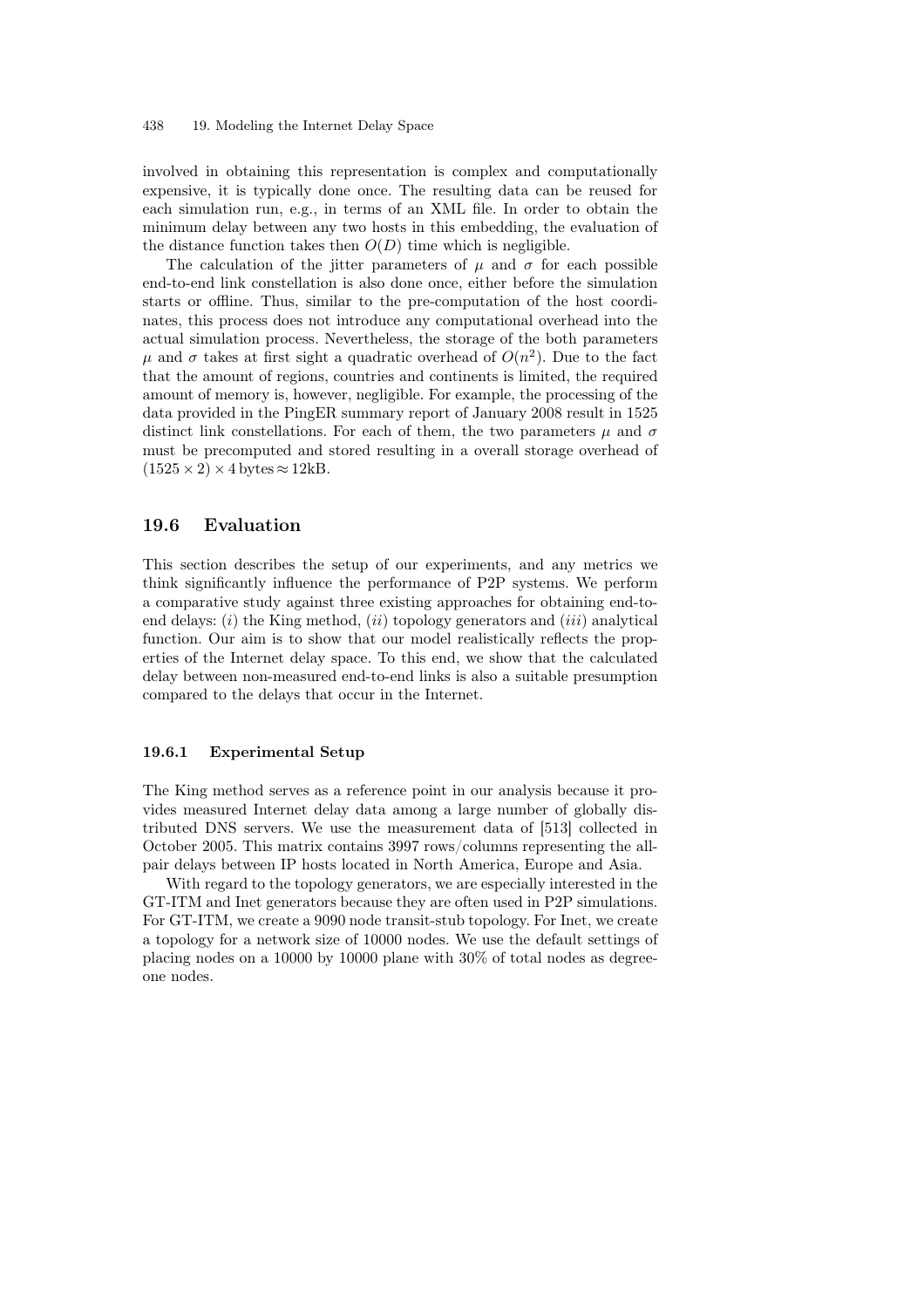involved in obtaining this representation is complex and computationally expensive, it is typically done once. The resulting data can be reused for each simulation run, e.g., in terms of an XML file. In order to obtain the minimum delay between any two hosts in this embedding, the evaluation of the distance function takes then $O(D)$ time which is negligible.

The calculation of the jitter parameters of $\mu$ and $\sigma$ for each possible end-to-end link constellation is also done once, either before the simulation starts or offline. Thus, similar to the pre-computation of the host coordinates, this process does not introduce any computational overhead into the actual simulation process. Nevertheless, the storage of the both parameters $\mu$ and $\sigma$ takes at first sight a quadratic overhead of $O(n^2)$. Due to the fact that the amount of regions, countries and continents is limited, the required amount of memory is, however, negligible. For example, the processing of the data provided in the PingER summary report of January 2008 result in 1525 distinct link constellations. For each of them, the two parameters $\mu$ and $\sigma$ must be precomputed and stored resulting in a overall storage overhead of $(1525 \times 2) \times 4\,\text{bytes} \approx 12\text{kB}$.

## 19.6 Evaluation

This section describes the setup of our experiments, and any metrics we think significantly influence the performance of P2P systems. We perform a comparative study against three existing approaches for obtaining end-to-end delays: (*i*) the King method, (*ii*) topology generators and (*iii*) analytical function. Our aim is to show that our model realistically reflects the properties of the Internet delay space. To this end, we show that the calculated delay between non-measured end-to-end links is also a suitable presumption compared to the delays that occur in the Internet.

### 19.6.1 Experimental Setup

The King method serves as a reference point in our analysis because it provides measured Internet delay data among a large number of globally distributed DNS servers. We use the measurement data of [513] collected in October 2005. This matrix contains 3997 rows/columns representing the all-pair delays between IP hosts located in North America, Europe and Asia.

With regard to the topology generators, we are especially interested in the GT-ITM and Inet generators because they are often used in P2P simulations. For GT-ITM, we create a 9090 node transit-stub topology. For Inet, we create a topology for a network size of 10000 nodes. We use the default settings of placing nodes on a 10000 by 10000 plane with 30% of total nodes as degree-one nodes.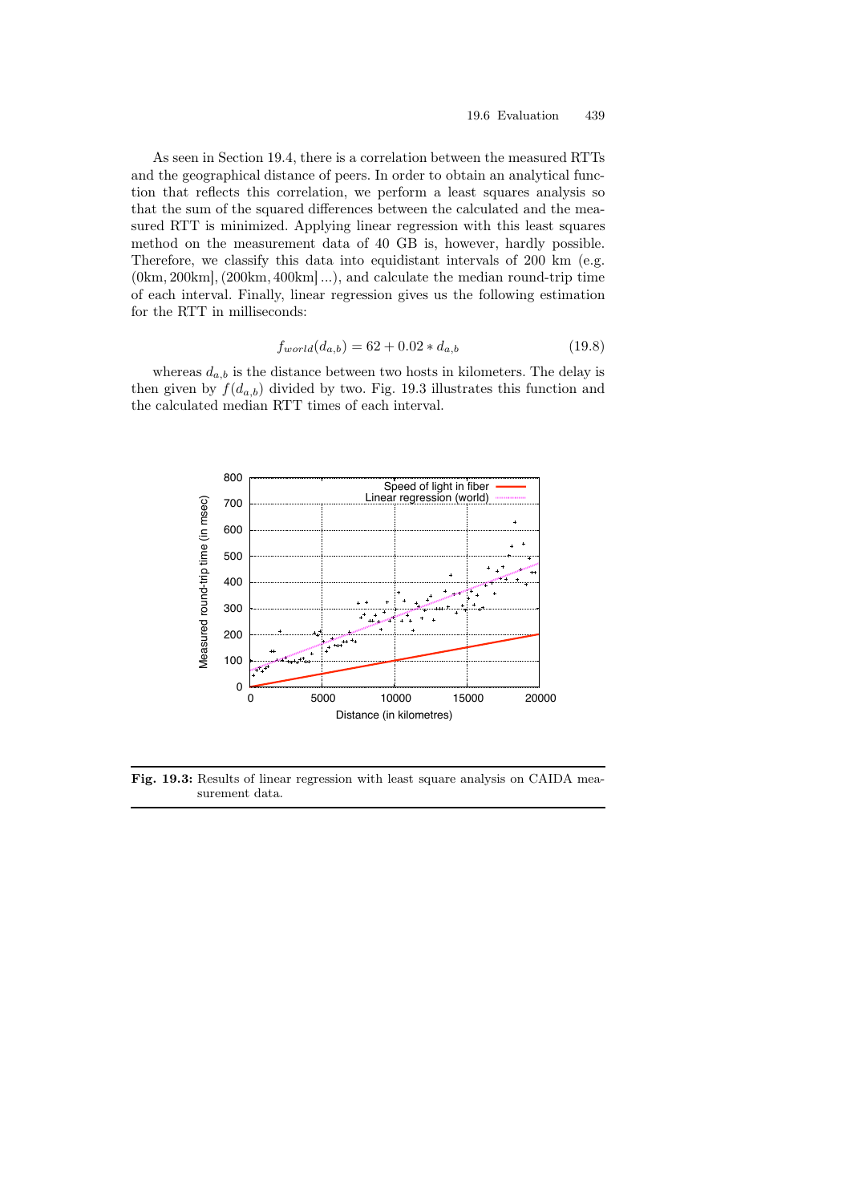As seen in Section 19.4, there is a correlation between the measured RTTs and the geographical distance of peers. In order to obtain an analytical function that reflects this correlation, we perform a least squares analysis so that the sum of the squared differences between the calculated and the measured RTT is minimized. Applying linear regression with this least squares method on the measurement data of 40 GB is, however, hardly possible. Therefore, we classify this data into equidistant intervals of 200 km (e.g. $(0\text{km}, 200\text{km}], (200\text{km}, 400\text{km}] \ldots$), and calculate the median round-trip time of each interval. Finally, linear regression gives us the following estimation for the RTT in milliseconds:

$$f_{world}(d_{a,b}) = 62 + 0.02 * d_{a,b} \tag{19.8}$$

whereas $d_{a,b}$ is the distance between two hosts in kilometers. The delay is then given by $f(d_{a,b})$ divided by two. Fig. 19.3 illustrates this function and the calculated median RTT times of each interval.

**Fig. 19.3:** Results of linear regression with least square analysis on CAIDA measurement data.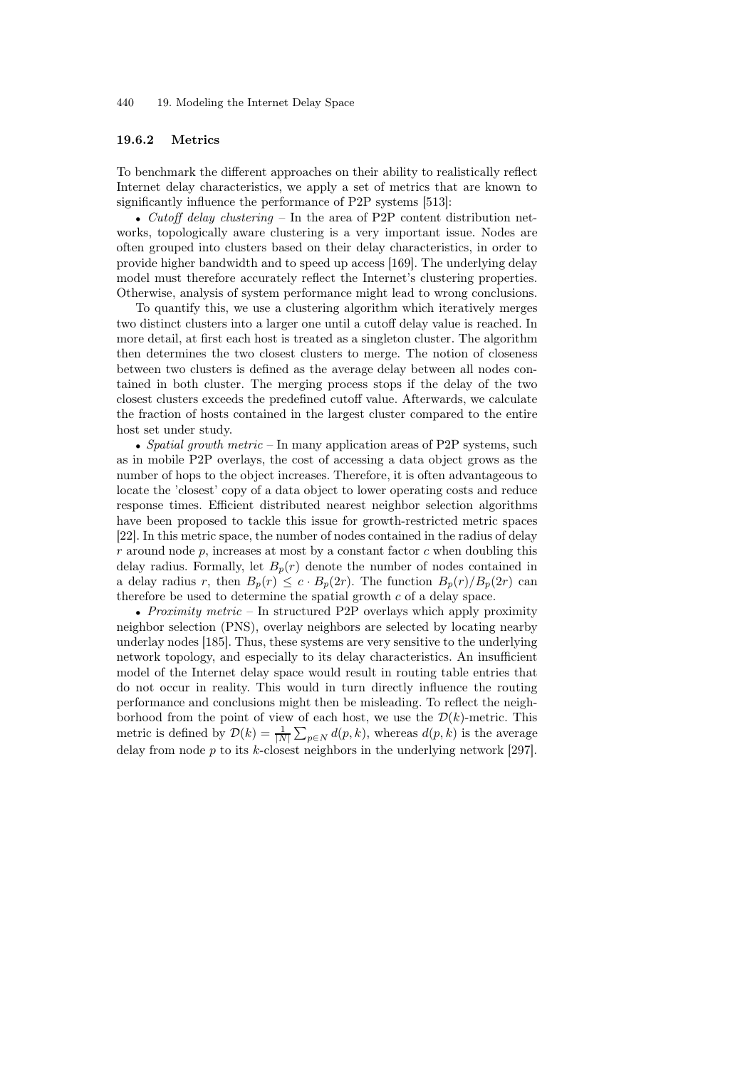### 19.6.2 Metrics

To benchmark the different approaches on their ability to realistically reflect Internet delay characteristics, we apply a set of metrics that are known to significantly influence the performance of P2P systems [513]:

• *Cutoff delay clustering* – In the area of P2P content distribution networks, topologically aware clustering is a very important issue. Nodes are often grouped into clusters based on their delay characteristics, in order to provide higher bandwidth and to speed up access [169]. The underlying delay model must therefore accurately reflect the Internet's clustering properties. Otherwise, analysis of system performance might lead to wrong conclusions.

To quantify this, we use a clustering algorithm which iteratively merges two distinct clusters into a larger one until a cutoff delay value is reached. In more detail, at first each host is treated as a singleton cluster. The algorithm then determines the two closest clusters to merge. The notion of closeness between two clusters is defined as the average delay between all nodes contained in both cluster. The merging process stops if the delay of the two closest clusters exceeds the predefined cutoff value. Afterwards, we calculate the fraction of hosts contained in the largest cluster compared to the entire host set under study.

• *Spatial growth metric* – In many application areas of P2P systems, such as in mobile P2P overlays, the cost of accessing a data object grows as the number of hops to the object increases. Therefore, it is often advantageous to locate the 'closest' copy of a data object to lower operating costs and reduce response times. Efficient distributed nearest neighbor selection algorithms have been proposed to tackle this issue for growth-restricted metric spaces [22]. In this metric space, the number of nodes contained in the radius of delay $r$ around node $p$, increases at most by a constant factor $c$ when doubling this delay radius. Formally, let $B_p(r)$ denote the number of nodes contained in a delay radius $r$, then $B_p(r) \leq c \cdot B_p(2r)$. The function $B_p(r)/B_p(2r)$ can therefore be used to determine the spatial growth $c$ of a delay space.

• *Proximity metric* – In structured P2P overlays which apply proximity neighbor selection (PNS), overlay neighbors are selected by locating nearby underlay nodes [185]. Thus, these systems are very sensitive to the underlying network topology, and especially to its delay characteristics. An insufficient model of the Internet delay space would result in routing table entries that do not occur in reality. This would in turn directly influence the routing performance and conclusions might then be misleading. To reflect the neighborhood from the point of view of each host, we use the $\mathcal{D}(k)$-metric. This metric is defined by $\mathcal{D}(k) = \frac{1}{|N|} \sum_{p \in N} d(p, k)$, whereas $d(p, k)$ is the average delay from node $p$ to its $k$-closest neighbors in the underlying network [297].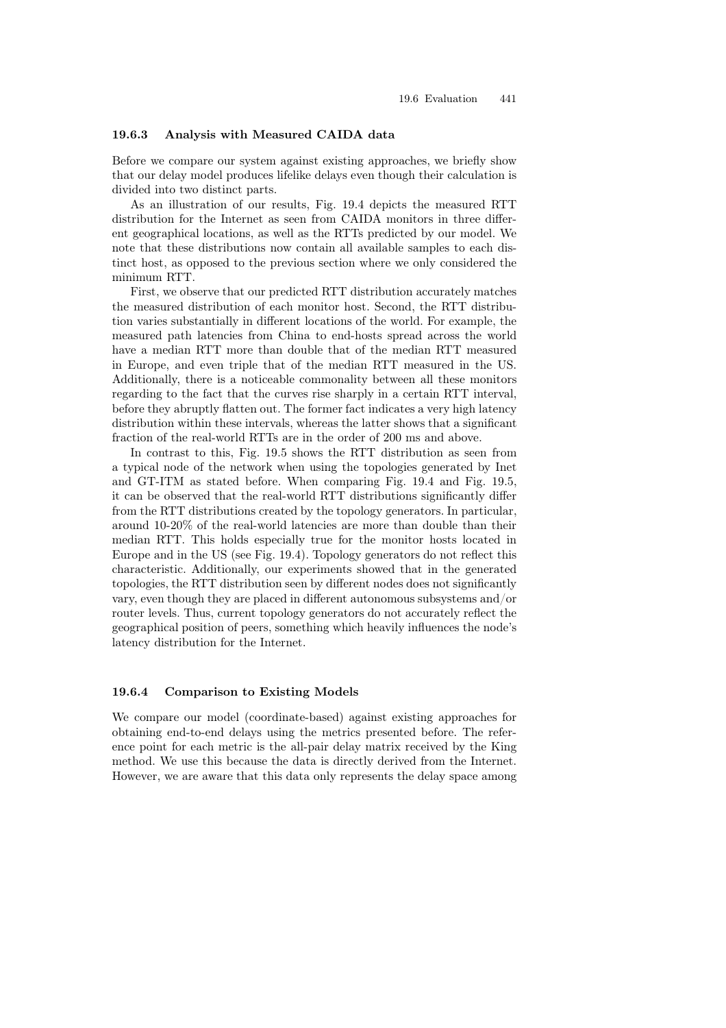### 19.6.3 Analysis with Measured CAIDA data

Before we compare our system against existing approaches, we briefly show that our delay model produces lifelike delays even though their calculation is divided into two distinct parts.

As an illustration of our results, Fig. 19.4 depicts the measured RTT distribution for the Internet as seen from CAIDA monitors in three different geographical locations, as well as the RTTs predicted by our model. We note that these distributions now contain all available samples to each distinct host, as opposed to the previous section where we only considered the minimum RTT.

First, we observe that our predicted RTT distribution accurately matches the measured distribution of each monitor host. Second, the RTT distribution varies substantially in different locations of the world. For example, the measured path latencies from China to end-hosts spread across the world have a median RTT more than double that of the median RTT measured in Europe, and even triple that of the median RTT measured in the US. Additionally, there is a noticeable commonality between all these monitors regarding to the fact that the curves rise sharply in a certain RTT interval, before they abruptly flatten out. The former fact indicates a very high latency distribution within these intervals, whereas the latter shows that a significant fraction of the real-world RTTs are in the order of 200 ms and above.

In contrast to this, Fig. 19.5 shows the RTT distribution as seen from a typical node of the network when using the topologies generated by Inet and GT-ITM as stated before. When comparing Fig. 19.4 and Fig. 19.5, it can be observed that the real-world RTT distributions significantly differ from the RTT distributions created by the topology generators. In particular, around 10-20% of the real-world latencies are more than double than their median RTT. This holds especially true for the monitor hosts located in Europe and in the US (see Fig. 19.4). Topology generators do not reflect this characteristic. Additionally, our experiments showed that in the generated topologies, the RTT distribution seen by different nodes does not significantly vary, even though they are placed in different autonomous subsystems and/or router levels. Thus, current topology generators do not accurately reflect the geographical position of peers, something which heavily influences the node's latency distribution for the Internet.

### 19.6.4 Comparison to Existing Models

We compare our model (coordinate-based) against existing approaches for obtaining end-to-end delays using the metrics presented before. The reference point for each metric is the all-pair delay matrix received by the King method. We use this because the data is directly derived from the Internet. However, we are aware that this data only represents the delay space among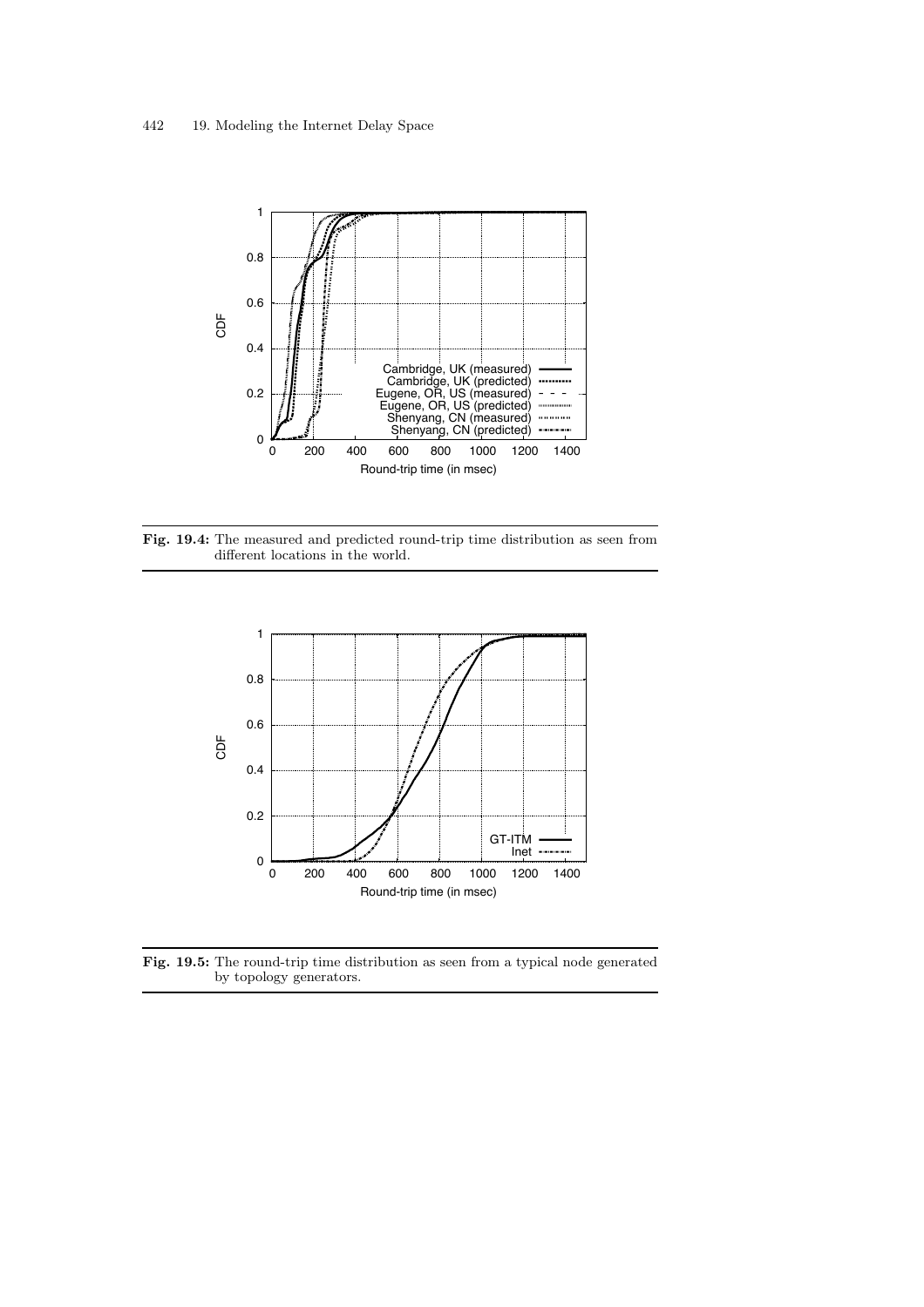**Fig. 19.4:** The measured and predicted round-trip time distribution as seen from different locations in the world.

**Fig. 19.5:** The round-trip time distribution as seen from a typical node generated by topology generators.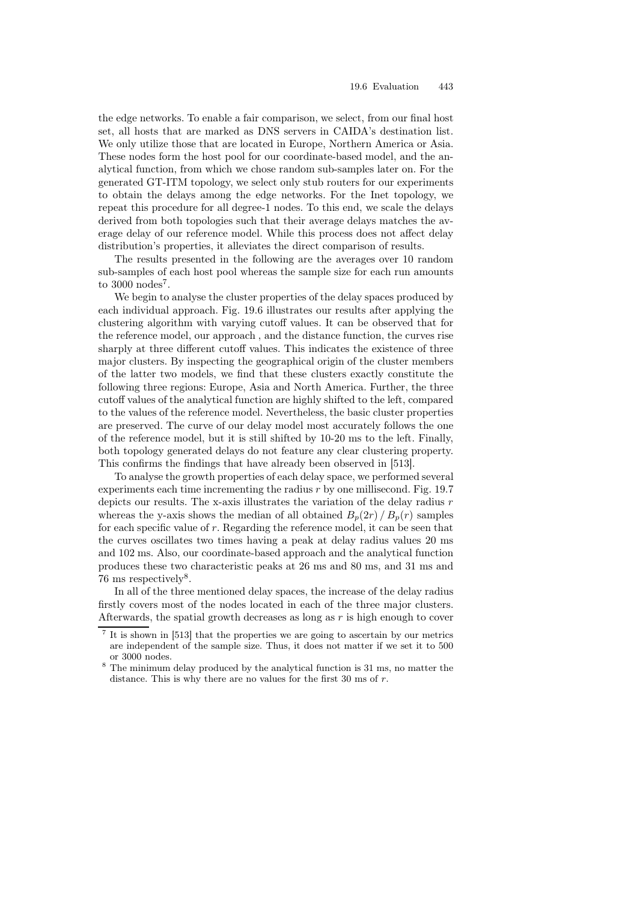the edge networks. To enable a fair comparison, we select, from our final host set, all hosts that are marked as DNS servers in CAIDA's destination list. We only utilize those that are located in Europe, Northern America or Asia. These nodes form the host pool for our coordinate-based model, and the analytical function, from which we chose random sub-samples later on. For the generated GT-ITM topology, we select only stub routers for our experiments to obtain the delays among the edge networks. For the Inet topology, we repeat this procedure for all degree-1 nodes. To this end, we scale the delays derived from both topologies such that their average delays matches the average delay of our reference model. While this process does not affect delay distribution's properties, it alleviates the direct comparison of results.

The results presented in the following are the averages over 10 random sub-samples of each host pool whereas the sample size for each run amounts to 3000 nodes[7].

We begin to analyse the cluster properties of the delay spaces produced by each individual approach. Fig. 19.6 illustrates our results after applying the clustering algorithm with varying cutoff values. It can be observed that for the reference model, our approach , and the distance function, the curves rise sharply at three different cutoff values. This indicates the existence of three major clusters. By inspecting the geographical origin of the cluster members of the latter two models, we find that these clusters exactly constitute the following three regions: Europe, Asia and North America. Further, the three cutoff values of the analytical function are highly shifted to the left, compared to the values of the reference model. Nevertheless, the basic cluster properties are preserved. The curve of our delay model most accurately follows the one of the reference model, but it is still shifted by 10-20 ms to the left. Finally, both topology generated delays do not feature any clear clustering property. This confirms the findings that have already been observed in [513].

To analyse the growth properties of each delay space, we performed several experiments each time incrementing the radius $r$ by one millisecond. Fig. 19.7 depicts our results. The x-axis illustrates the variation of the delay radius $r$ whereas the y-axis shows the median of all obtained $B_p(2r) \,/\, B_p(r)$ samples for each specific value of $r$. Regarding the reference model, it can be seen that the curves oscillates two times having a peak at delay radius values 20 ms and 102 ms. Also, our coordinate-based approach and the analytical function produces these two characteristic peaks at 26 ms and 80 ms, and 31 ms and 76 ms respectively[8].

In all of the three mentioned delay spaces, the increase of the delay radius firstly covers most of the nodes located in each of the three major clusters. Afterwards, the spatial growth decreases as long as $r$ is high enough to cover

[7] It is shown in [513] that the properties we are going to ascertain by our metrics are independent of the sample size. Thus, it does not matter if we set it to 500 or 3000 nodes.

[8] The minimum delay produced by the analytical function is 31 ms, no matter the distance. This is why there are no values for the first 30 ms of $r$.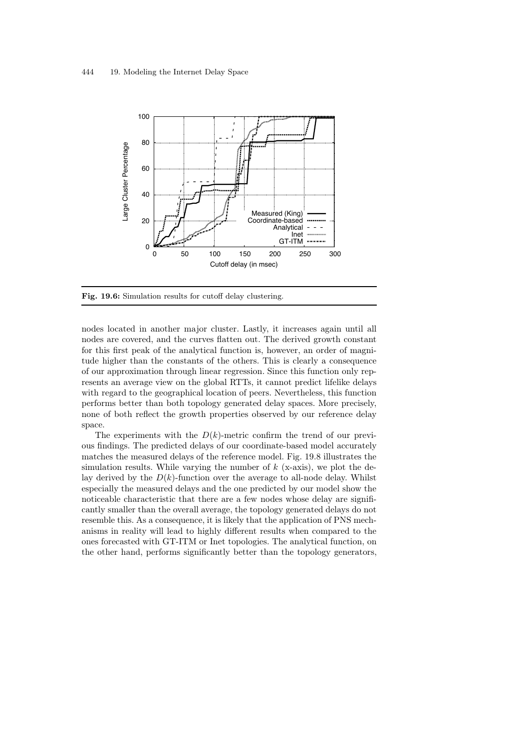**Fig. 19.6:** Simulation results for cutoff delay clustering.

nodes located in another major cluster. Lastly, it increases again until all nodes are covered, and the curves flatten out. The derived growth constant for this first peak of the analytical function is, however, an order of magnitude higher than the constants of the others. This is clearly a consequence of our approximation through linear regression. Since this function only represents an average view on the global RTTs, it cannot predict lifelike delays with regard to the geographical location of peers. Nevertheless, this function performs better than both topology generated delay spaces. More precisely, none of both reflect the growth properties observed by our reference delay space.

The experiments with the $D(k)$-metric confirm the trend of our previous findings. The predicted delays of our coordinate-based model accurately matches the measured delays of the reference model. Fig. 19.8 illustrates the simulation results. While varying the number of $k$ (x-axis), we plot the delay derived by the $D(k)$-function over the average to all-node delay. Whilst especially the measured delays and the one predicted by our model show the noticeable characteristic that there are a few nodes whose delay are significantly smaller than the overall average, the topology generated delays do not resemble this. As a consequence, it is likely that the application of PNS mechanisms in reality will lead to highly different results when compared to the ones forecasted with GT-ITM or Inet topologies. The analytical function, on the other hand, performs significantly better than the topology generators,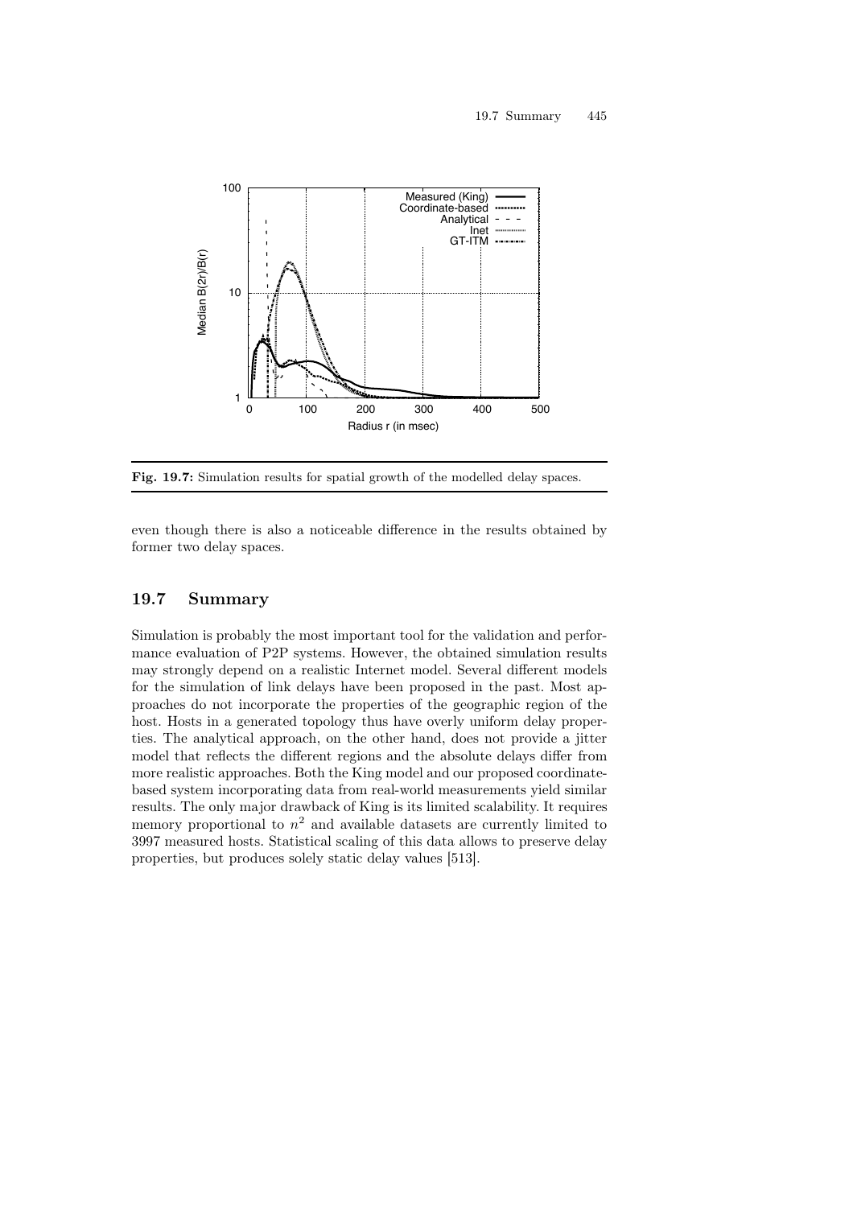Fig. 19.7: Simulation results for spatial growth of the modelled delay spaces.

even though there is also a noticeable difference in the results obtained by former two delay spaces.

## 19.7 Summary

Simulation is probably the most important tool for the validation and performance evaluation of P2P systems. However, the obtained simulation results may strongly depend on a realistic Internet model. Several different models for the simulation of link delays have been proposed in the past. Most approaches do not incorporate the properties of the geographic region of the host. Hosts in a generated topology thus have overly uniform delay properties. The analytical approach, on the other hand, does not provide a jitter model that reflects the different regions and the absolute delays differ from more realistic approaches. Both the King model and our proposed coordinate-based system incorporating data from real-world measurements yield similar results. The only major drawback of King is its limited scalability. It requires memory proportional to $n^2$ and available datasets are currently limited to 3997 measured hosts. Statistical scaling of this data allows to preserve delay properties, but produces solely static delay values [513].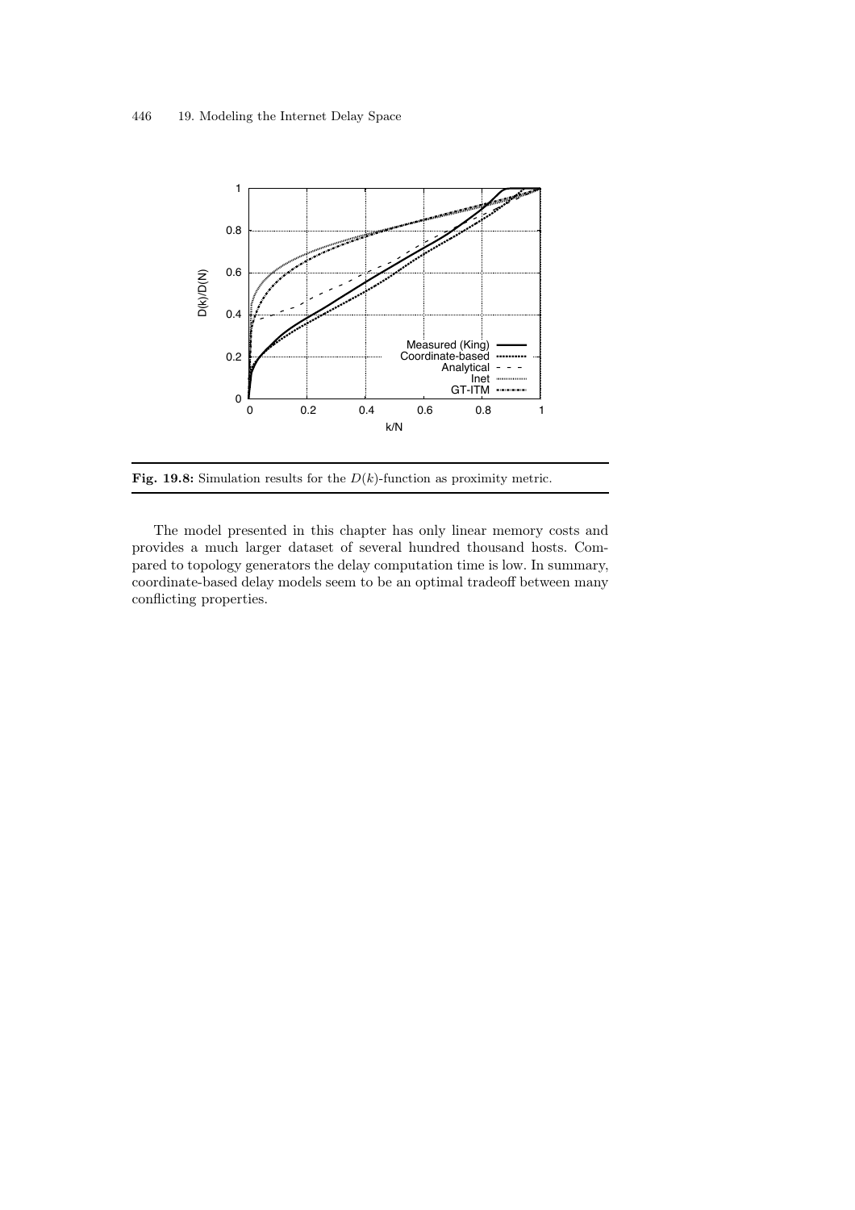1

0.8

0.6

0.4

0.2

0

D(k)/D(N)

0 0.2 0.4 0.6 0.8 1

k/N

Measured (King)
Coordinate-based
Analytical
Inet
GT-ITM

**Fig. 19.8:** Simulation results for the $D(k)$-function as proximity metric.

The model presented in this chapter has only linear memory costs and provides a much larger dataset of several hundred thousand hosts. Compared to topology generators the delay computation time is low. In summary, coordinate-based delay models seem to be an optimal tradeoff between many conflicting properties.